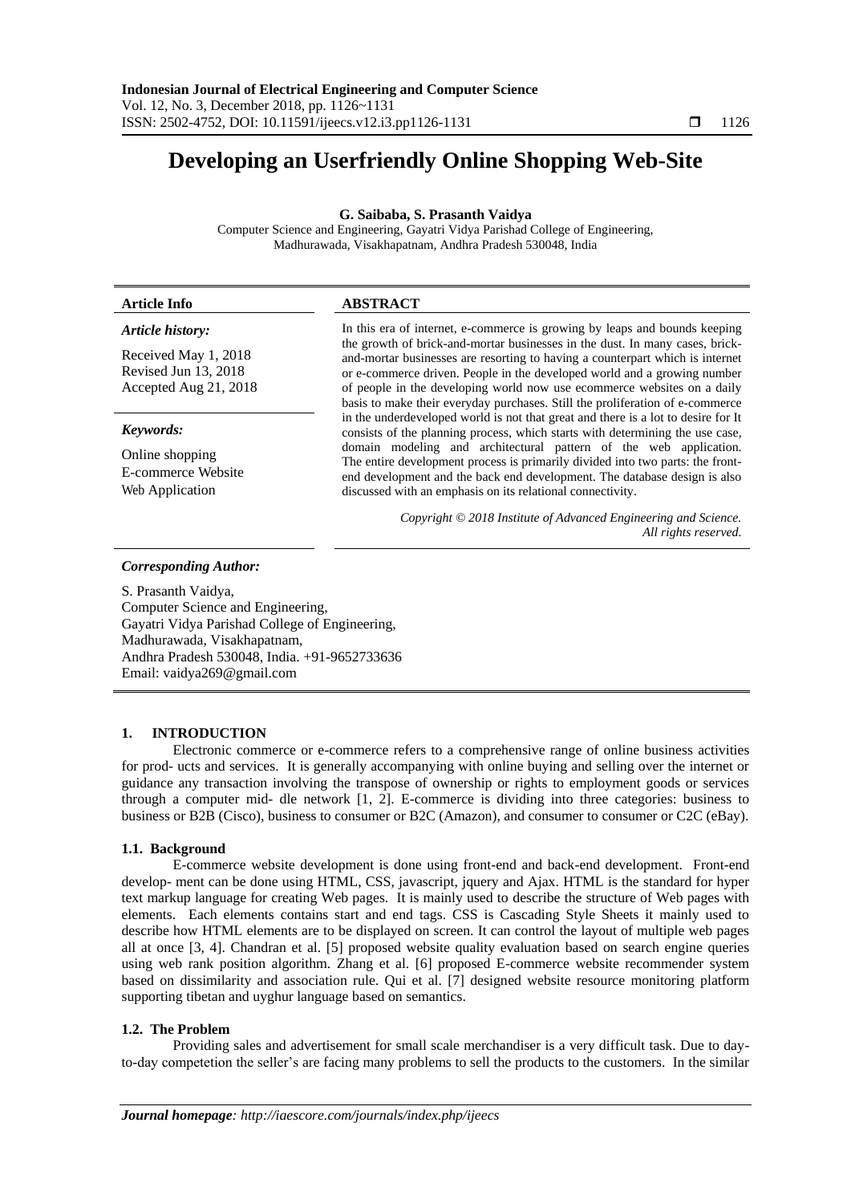# Developing an Userfriendly Online Shopping Web-Site

**G. Saibaba, S. Prasanth Vaidya**

Computer Science and Engineering, Gayatri Vidya Parishad College of Engineering, Madhurawada, Visakhapatnam, Andhra Pradesh 530048, India

**Article Info**

*Article history:*

Received May 1, 2018
Revised Jun 13, 2018
Accepted Aug 21, 2018

*Keywords:*

Online shopping
E-commerce Website
Web Application

**ABSTRACT**

In this era of internet, e-commerce is growing by leaps and bounds keeping the growth of brick-and-mortar businesses in the dust. In many cases, brick-and-mortar businesses are resorting to having a counterpart which is internet or e-commerce driven. People in the developed world and a growing number of people in the developing world now use ecommerce websites on a daily basis to make their everyday purchases. Still the proliferation of e-commerce in the underdeveloped world is not that great and there is a lot to desire for It consists of the planning process, which starts with determining the use case, domain modeling and architectural pattern of the web application. The entire development process is primarily divided into two parts: the front-end development and the back end development. The database design is also discussed with an emphasis on its relational connectivity.

*Copyright © 2018 Institute of Advanced Engineering and Science. All rights reserved.*

***Corresponding Author:***

S. Prasanth Vaidya,
Computer Science and Engineering,
Gayatri Vidya Parishad College of Engineering,
Madhurawada, Visakhapatnam,
Andhra Pradesh 530048, India. +91-9652733636
Email: vaidya269@gmail.com

## 1. INTRODUCTION

Electronic commerce or e-commerce refers to a comprehensive range of online business activities for prod- ucts and services. It is generally accompanying with online buying and selling over the internet or guidance any transaction involving the transpose of ownership or rights to employment goods or services through a computer mid- dle network [1, 2]. E-commerce is dividing into three categories: business to business or B2B (Cisco), business to consumer or B2C (Amazon), and consumer to consumer or C2C (eBay).

### 1.1. Background

E-commerce website development is done using front-end and back-end development. Front-end develop- ment can be done using HTML, CSS, javascript, jquery and Ajax. HTML is the standard for hyper text markup language for creating Web pages. It is mainly used to describe the structure of Web pages with elements. Each elements contains start and end tags. CSS is Cascading Style Sheets it mainly used to describe how HTML elements are to be displayed on screen. It can control the layout of multiple web pages all at once [3, 4]. Chandran et al. [5] proposed website quality evaluation based on search engine queries using web rank position algorithm. Zhang et al. [6] proposed E-commerce website recommender system based on dissimilarity and association rule. Qui et al. [7] designed website resource monitoring platform supporting tibetan and uyghur language based on semantics.

### 1.2. The Problem

Providing sales and advertisement for small scale merchandiser is a very difficult task. Due to day-to-day competetion the seller's are facing many problems to sell the products to the customers. In the similar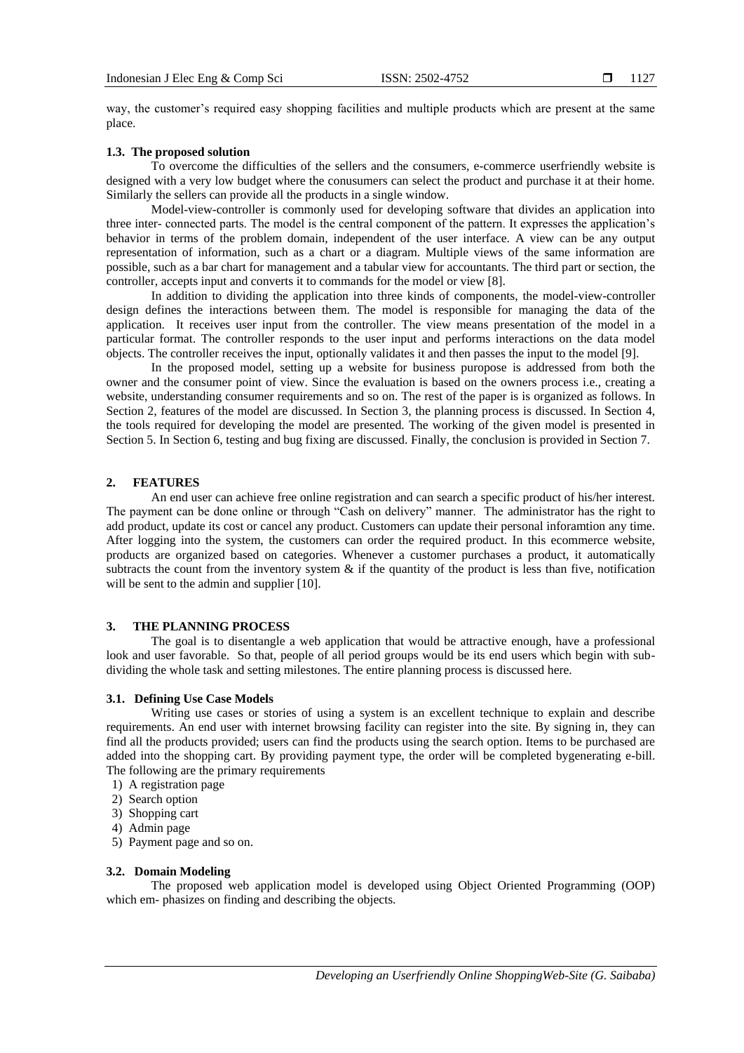way, the customer's required easy shopping facilities and multiple products which are present at the same place.

### 1.3. The proposed solution

To overcome the difficulties of the sellers and the consumers, e-commerce userfriendly website is designed with a very low budget where the conusumers can select the product and purchase it at their home. Similarly the sellers can provide all the products in a single window.

Model-view-controller is commonly used for developing software that divides an application into three inter- connected parts. The model is the central component of the pattern. It expresses the application's behavior in terms of the problem domain, independent of the user interface. A view can be any output representation of information, such as a chart or a diagram. Multiple views of the same information are possible, such as a bar chart for management and a tabular view for accountants. The third part or section, the controller, accepts input and converts it to commands for the model or view [8].

In addition to dividing the application into three kinds of components, the model-view-controller design defines the interactions between them. The model is responsible for managing the data of the application. It receives user input from the controller. The view means presentation of the model in a particular format. The controller responds to the user input and performs interactions on the data model objects. The controller receives the input, optionally validates it and then passes the input to the model [9].

In the proposed model, setting up a website for business puropose is addressed from both the owner and the consumer point of view. Since the evaluation is based on the owners process i.e., creating a website, understanding consumer requirements and so on. The rest of the paper is is organized as follows. In Section 2, features of the model are discussed. In Section 3, the planning process is discussed. In Section 4, the tools required for developing the model are presented. The working of the given model is presented in Section 5. In Section 6, testing and bug fixing are discussed. Finally, the conclusion is provided in Section 7.

## 2. FEATURES

An end user can achieve free online registration and can search a specific product of his/her interest. The payment can be done online or through "Cash on delivery" manner. The administrator has the right to add product, update its cost or cancel any product. Customers can update their personal inforamtion any time. After logging into the system, the customers can order the required product. In this ecommerce website, products are organized based on categories. Whenever a customer purchases a product, it automatically subtracts the count from the inventory system & if the quantity of the product is less than five, notification will be sent to the admin and supplier [10].

## 3. THE PLANNING PROCESS

The goal is to disentangle a web application that would be attractive enough, have a professional look and user favorable. So that, people of all period groups would be its end users which begin with sub-dividing the whole task and setting milestones. The entire planning process is discussed here.

### 3.1. Defining Use Case Models

Writing use cases or stories of using a system is an excellent technique to explain and describe requirements. An end user with internet browsing facility can register into the site. By signing in, they can find all the products provided; users can find the products using the search option. Items to be purchased are added into the shopping cart. By providing payment type, the order will be completed bygenerating e-bill. The following are the primary requirements

1) A registration page
2) Search option
3) Shopping cart
4) Admin page
5) Payment page and so on.

### 3.2. Domain Modeling

The proposed web application model is developed using Object Oriented Programming (OOP) which em- phasizes on finding and describing the objects.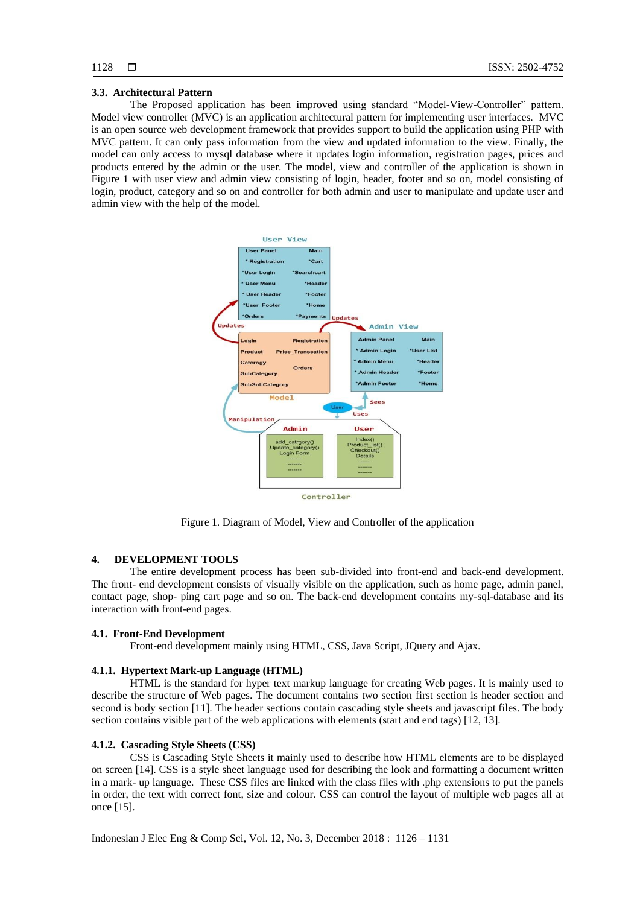### 3.3. Architectural Pattern

The Proposed application has been improved using standard "Model-View-Controller" pattern. Model view controller (MVC) is an application architectural pattern for implementing user interfaces. MVC is an open source web development framework that provides support to build the application using PHP with MVC pattern. It can only pass information from the view and updated information to the view. Finally, the model can only access to mysql database where it updates login information, registration pages, prices and products entered by the admin or the user. The model, view and controller of the application is shown in Figure 1 with user view and admin view consisting of login, header, footer and so on, model consisting of login, product, category and so on and controller for both admin and user to manipulate and update user and admin view with the help of the model.

Figure 1. Diagram of Model, View and Controller of the application

## 4. DEVELOPMENT TOOLS

The entire development process has been sub-divided into front-end and back-end development. The front- end development consists of visually visible on the application, such as home page, admin panel, contact page, shop- ping cart page and so on. The back-end development contains my-sql-database and its interaction with front-end pages.

### 4.1. Front-End Development

Front-end development mainly using HTML, CSS, Java Script, JQuery and Ajax.

#### 4.1.1. Hypertext Mark-up Language (HTML)

HTML is the standard for hyper text markup language for creating Web pages. It is mainly used to describe the structure of Web pages. The document contains two section first section is header section and second is body section [11]. The header sections contain cascading style sheets and javascript files. The body section contains visible part of the web applications with elements (start and end tags) [12, 13].

#### 4.1.2. Cascading Style Sheets (CSS)

CSS is Cascading Style Sheets it mainly used to describe how HTML elements are to be displayed on screen [14]. CSS is a style sheet language used for describing the look and formatting a document written in a mark- up language. These CSS files are linked with the class files with .php extensions to put the panels in order, the text with correct font, size and colour. CSS can control the layout of multiple web pages all at once [15].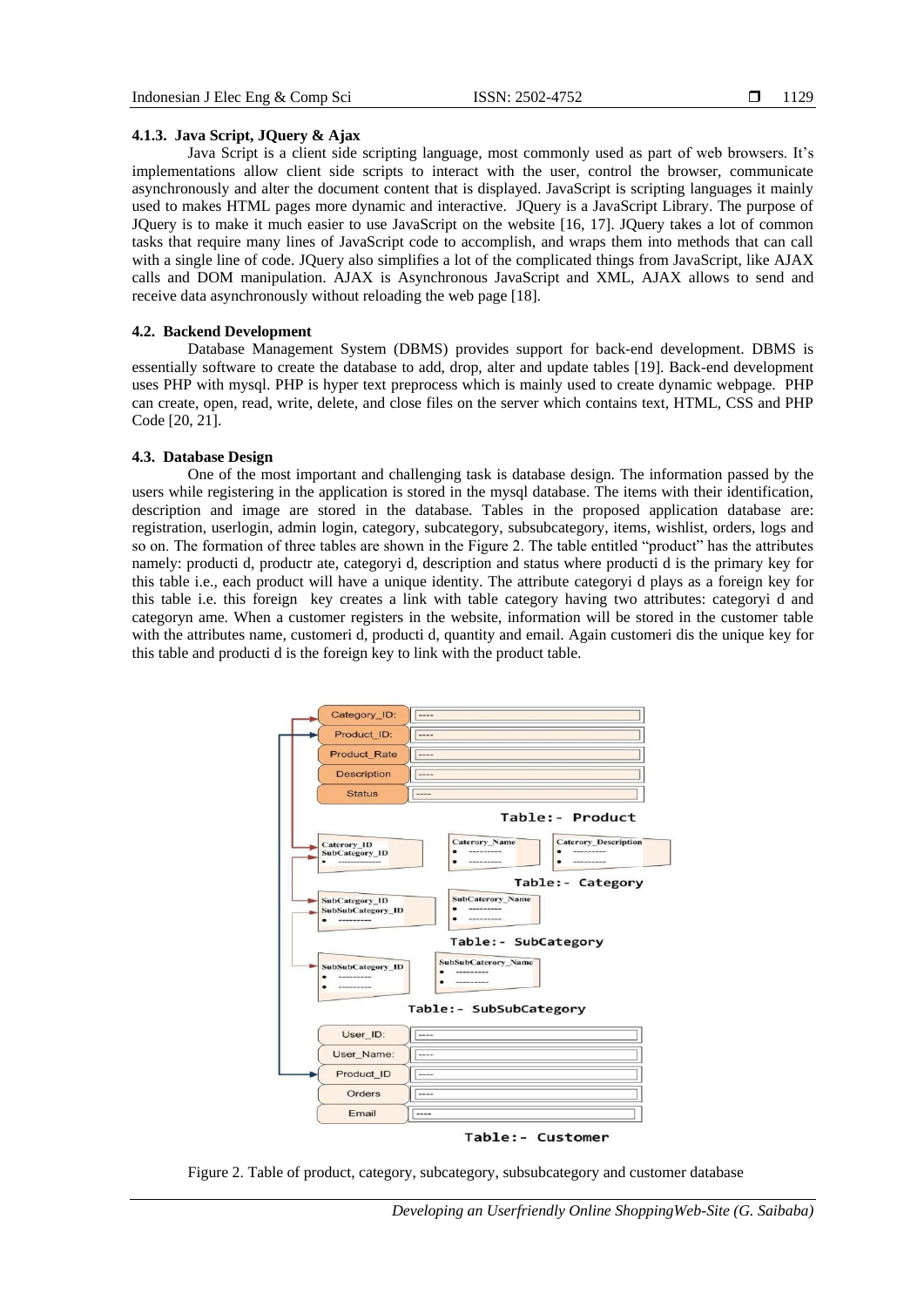#### 4.1.3. Java Script, JQuery & Ajax

Java Script is a client side scripting language, most commonly used as part of web browsers. It's implementations allow client side scripts to interact with the user, control the browser, communicate asynchronously and alter the document content that is displayed. JavaScript is scripting languages it mainly used to makes HTML pages more dynamic and interactive. JQuery is a JavaScript Library. The purpose of JQuery is to make it much easier to use JavaScript on the website [16, 17]. JQuery takes a lot of common tasks that require many lines of JavaScript code to accomplish, and wraps them into methods that can call with a single line of code. JQuery also simplifies a lot of the complicated things from JavaScript, like AJAX calls and DOM manipulation. AJAX is Asynchronous JavaScript and XML, AJAX allows to send and receive data asynchronously without reloading the web page [18].

### 4.2. Backend Development

Database Management System (DBMS) provides support for back-end development. DBMS is essentially software to create the database to add, drop, alter and update tables [19]. Back-end development uses PHP with mysql. PHP is hyper text preprocess which is mainly used to create dynamic webpage. PHP can create, open, read, write, delete, and close files on the server which contains text, HTML, CSS and PHP Code [20, 21].

### 4.3. Database Design

One of the most important and challenging task is database design. The information passed by the users while registering in the application is stored in the mysql database. The items with their identification, description and image are stored in the database. Tables in the proposed application database are: registration, userlogin, admin login, category, subcategory, subsubcategory, items, wishlist, orders, logs and so on. The formation of three tables are shown in the Figure 2. The table entitled "product" has the attributes namely: producti d, productr ate, categoryi d, description and status where producti d is the primary key for this table i.e., each product will have a unique identity. The attribute categoryi d plays as a foreign key for this table i.e. this foreign key creates a link with table category having two attributes: categoryi d and categoryn ame. When a customer registers in the website, information will be stored in the customer table with the attributes name, customeri d, producti d, quantity and email. Again customeri dis the unique key for this table and producti d is the foreign key to link with the product table.

Figure 2. Table of product, category, subcategory, subsubcategory and customer database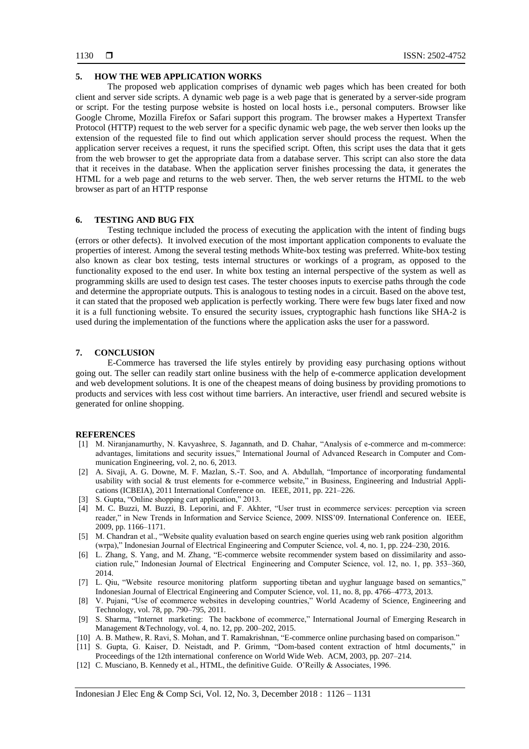## 5. HOW THE WEB APPLICATION WORKS

The proposed web application comprises of dynamic web pages which has been created for both client and server side scripts. A dynamic web page is a web page that is generated by a server-side program or script. For the testing purpose website is hosted on local hosts i.e., personal computers. Browser like Google Chrome, Mozilla Firefox or Safari support this program. The browser makes a Hypertext Transfer Protocol (HTTP) request to the web server for a specific dynamic web page, the web server then looks up the extension of the requested file to find out which application server should process the request. When the application server receives a request, it runs the specified script. Often, this script uses the data that it gets from the web browser to get the appropriate data from a database server. This script can also store the data that it receives in the database. When the application server finishes processing the data, it generates the HTML for a web page and returns to the web server. Then, the web server returns the HTML to the web browser as part of an HTTP response

## 6. TESTING AND BUG FIX

Testing technique included the process of executing the application with the intent of finding bugs (errors or other defects). It involved execution of the most important application components to evaluate the properties of interest. Among the several testing methods White-box testing was preferred. White-box testing also known as clear box testing, tests internal structures or workings of a program, as opposed to the functionality exposed to the end user. In white box testing an internal perspective of the system as well as programming skills are used to design test cases. The tester chooses inputs to exercise paths through the code and determine the appropriate outputs. This is analogous to testing nodes in a circuit. Based on the above test, it can stated that the proposed web application is perfectly working. There were few bugs later fixed and now it is a full functioning website. To ensured the security issues, cryptographic hash functions like SHA-2 is used during the implementation of the functions where the application asks the user for a password.

## 7. CONCLUSION

E-Commerce has traversed the life styles entirely by providing easy purchasing options without going out. The seller can readily start online business with the help of e-commerce application development and web development solutions. It is one of the cheapest means of doing business by providing promotions to products and services with less cost without time barriers. An interactive, user friendl and secured website is generated for online shopping.

## REFERENCES

[1] M. Niranjanamurthy, N. Kavyashree, S. Jagannath, and D. Chahar, "Analysis of e-commerce and m-commerce: advantages, limitations and security issues," International Journal of Advanced Research in Computer and Communication Engineering, vol. 2, no. 6, 2013.

[2] A. Sivaji, A. G. Downe, M. F. Mazlan, S.-T. Soo, and A. Abdullah, "Importance of incorporating fundamental usability with social & trust elements for e-commerce website," in Business, Engineering and Industrial Applications (ICBEIA), 2011 International Conference on. IEEE, 2011, pp. 221–226.

[3] S. Gupta, "Online shopping cart application," 2013.

[4] M. C. Buzzi, M. Buzzi, B. Leporini, and F. Akhter, "User trust in ecommerce services: perception via screen reader," in New Trends in Information and Service Science, 2009. NISS'09. International Conference on. IEEE, 2009, pp. 1166–1171.

[5] M. Chandran et al., "Website quality evaluation based on search engine queries using web rank position algorithm (wrpa)," Indonesian Journal of Electrical Engineering and Computer Science, vol. 4, no. 1, pp. 224–230, 2016.

[6] L. Zhang, S. Yang, and M. Zhang, "E-commerce website recommender system based on dissimilarity and association rule," Indonesian Journal of Electrical Engineering and Computer Science, vol. 12, no. 1, pp. 353–360, 2014.

[7] L. Qiu, "Website resource monitoring platform supporting tibetan and uyghur language based on semantics," Indonesian Journal of Electrical Engineering and Computer Science, vol. 11, no. 8, pp. 4766–4773, 2013.

[8] V. Pujani, "Use of ecommerce websites in developing countries," World Academy of Science, Engineering and Technology, vol. 78, pp. 790–795, 2011.

[9] S. Sharma, "Internet marketing: The backbone of ecommerce," International Journal of Emerging Research in Management &Technology, vol. 4, no. 12, pp. 200–202, 2015.

[10] A. B. Mathew, R. Ravi, S. Mohan, and T. Ramakrishnan, "E-commerce online purchasing based on comparison."

[11] S. Gupta, G. Kaiser, D. Neistadt, and P. Grimm, "Dom-based content extraction of html documents," in Proceedings of the 12th international conference on World Wide Web. ACM, 2003, pp. 207–214.

[12] C. Musciano, B. Kennedy et al., HTML, the definitive Guide. O'Reilly & Associates, 1996.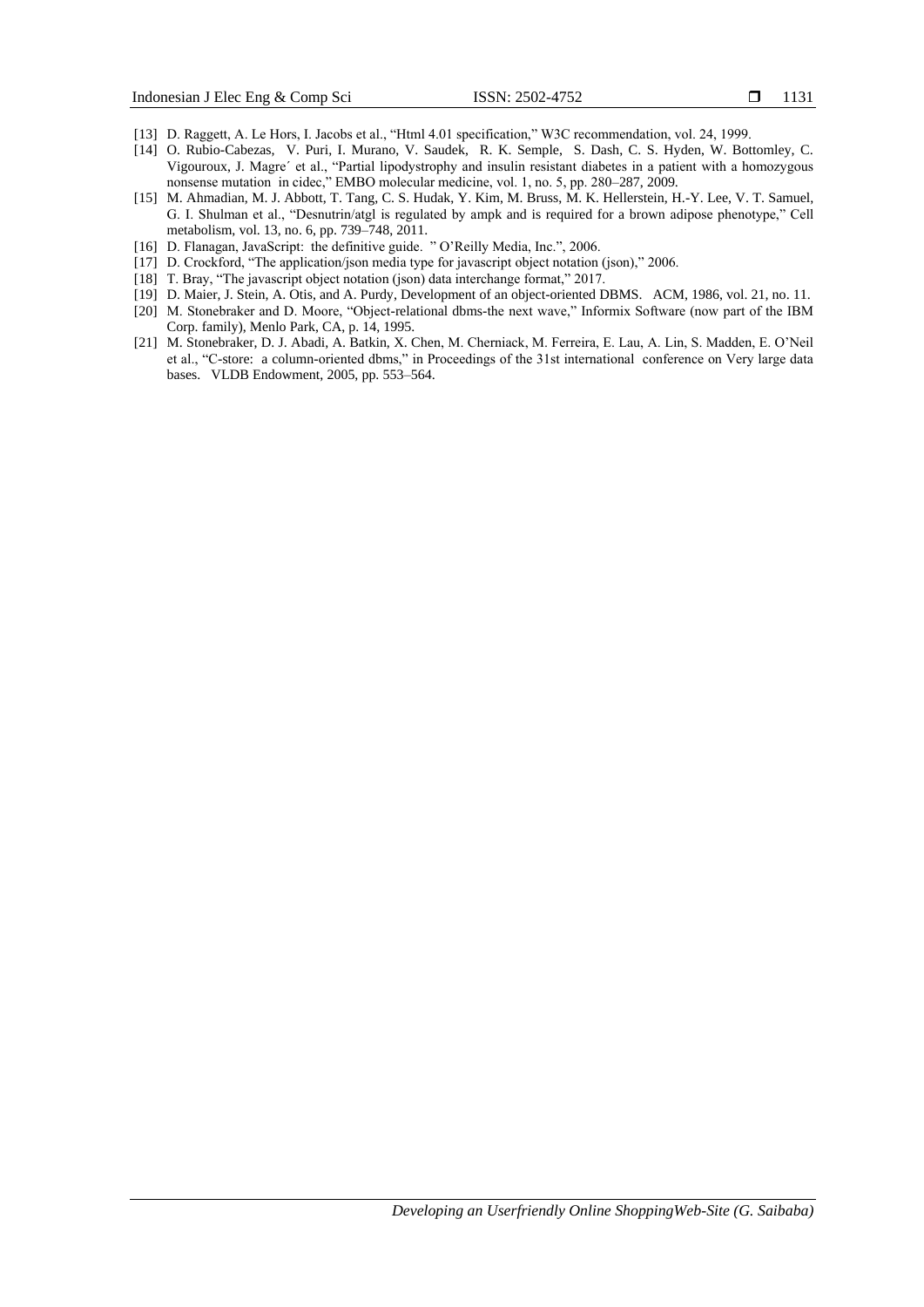[13] D. Raggett, A. Le Hors, I. Jacobs et al., "Html 4.01 specification," W3C recommendation, vol. 24, 1999.

[14] O. Rubio-Cabezas, V. Puri, I. Murano, V. Saudek, R. K. Semple, S. Dash, C. S. Hyden, W. Bottomley, C. Vigouroux, J. Magre´ et al., "Partial lipodystrophy and insulin resistant diabetes in a patient with a homozygous nonsense mutation in cidec," EMBO molecular medicine, vol. 1, no. 5, pp. 280–287, 2009.

[15] M. Ahmadian, M. J. Abbott, T. Tang, C. S. Hudak, Y. Kim, M. Bruss, M. K. Hellerstein, H.-Y. Lee, V. T. Samuel, G. I. Shulman et al., "Desnutrin/atgl is regulated by ampk and is required for a brown adipose phenotype," Cell metabolism, vol. 13, no. 6, pp. 739–748, 2011.

[16] D. Flanagan, JavaScript: the definitive guide. " O'Reilly Media, Inc.", 2006.

[17] D. Crockford, "The application/json media type for javascript object notation (json)," 2006.

[18] T. Bray, "The javascript object notation (json) data interchange format," 2017.

[19] D. Maier, J. Stein, A. Otis, and A. Purdy, Development of an object-oriented DBMS. ACM, 1986, vol. 21, no. 11.

[20] M. Stonebraker and D. Moore, "Object-relational dbms-the next wave," Informix Software (now part of the IBM Corp. family), Menlo Park, CA, p. 14, 1995.

[21] M. Stonebraker, D. J. Abadi, A. Batkin, X. Chen, M. Cherniack, M. Ferreira, E. Lau, A. Lin, S. Madden, E. O'Neil et al., "C-store: a column-oriented dbms," in Proceedings of the 31st international conference on Very large data bases. VLDB Endowment, 2005, pp. 553–564.